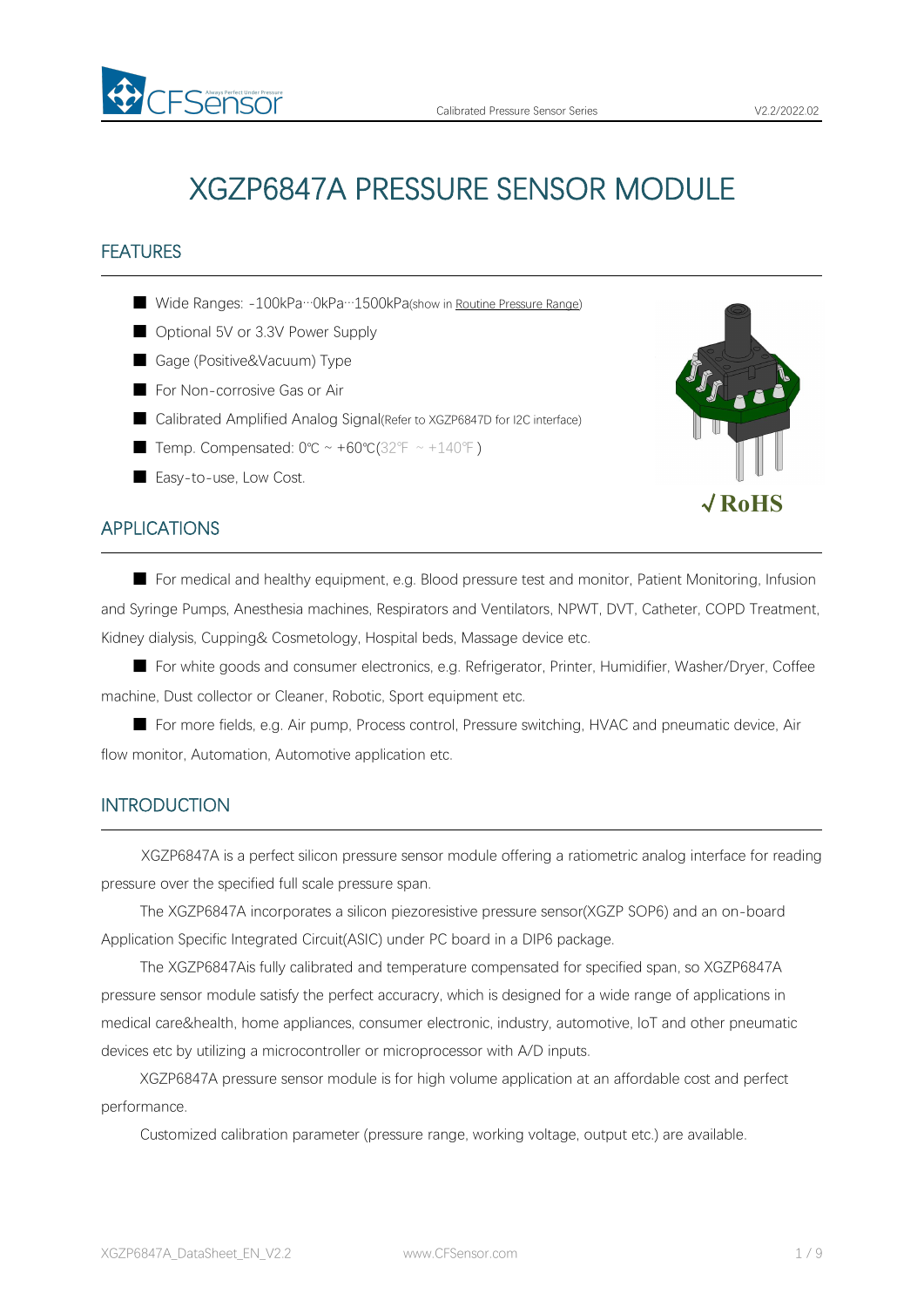# XGZP6847A PRESSURE SENSOR MODULE

## FEATURES

- Wide Ranges: -100kPa···0kPa···1500kPa(show in Routine Pressure Range)
- Optional 5V or 3.3V Power Supply
- Gage (Positive&Vacuum) Type
- For Non-corrosive Gas or Air
- Calibrated Amplified Analog Signal(Refer to XGZP6847D for I2C interface)
- Temp. Compensated: 0℃ ~ +60℃(32℉ ~ +140℉)
- Easy-to-use, Low Cost.

√RoHS

## APPLICATIONS

- For medical and healthy equipment, e.g. Blood pressure test and monitor, Patient Monitoring, Infusion and Syringe Pumps, Anesthesia machines, Respirators and Ventilators, NPWT, DVT, Catheter, COPD Treatment, Kidney dialysis, Cupping& Cosmetology, Hospital beds, Massage device etc.
- For white goods and consumer electronics, e.g. Refrigerator, Printer, Humidifier, Washer/Dryer, Coffee machine, Dust collector or Cleaner, Robotic, Sport equipment etc.
- For more fields, e.g. Air pump, Process control, Pressure switching, HVAC and pneumatic device, Air flow monitor, Automation, Automotive application etc.

## INTRODUCTION

XGZP6847A is a perfect silicon pressure sensor module offering a ratiometric analog interface for reading pressure over the specified full scale pressure span.

The XGZP6847A incorporates a silicon piezoresistive pressure sensor(XGZP SOP6) and an on-board Application Specific Integrated Circuit(ASIC) under PC board in a DIP6 package.

The XGZP6847Ais fully calibrated and temperature compensated for specified span, so XGZP6847A pressure sensor module satisfy the perfect accuracy, which is designed for a wide range of applications in medical care&health, home appliances, consumer electronic, industry, automotive, IoT and other pneumatic devices etc by utilizing a microcontroller or microprocessor with A/D inputs.

XGZP6847A pressure sensor module is for high volume application at an affordable cost and perfect performance.

Customized calibration parameter (pressure range, working voltage, output etc.) are available.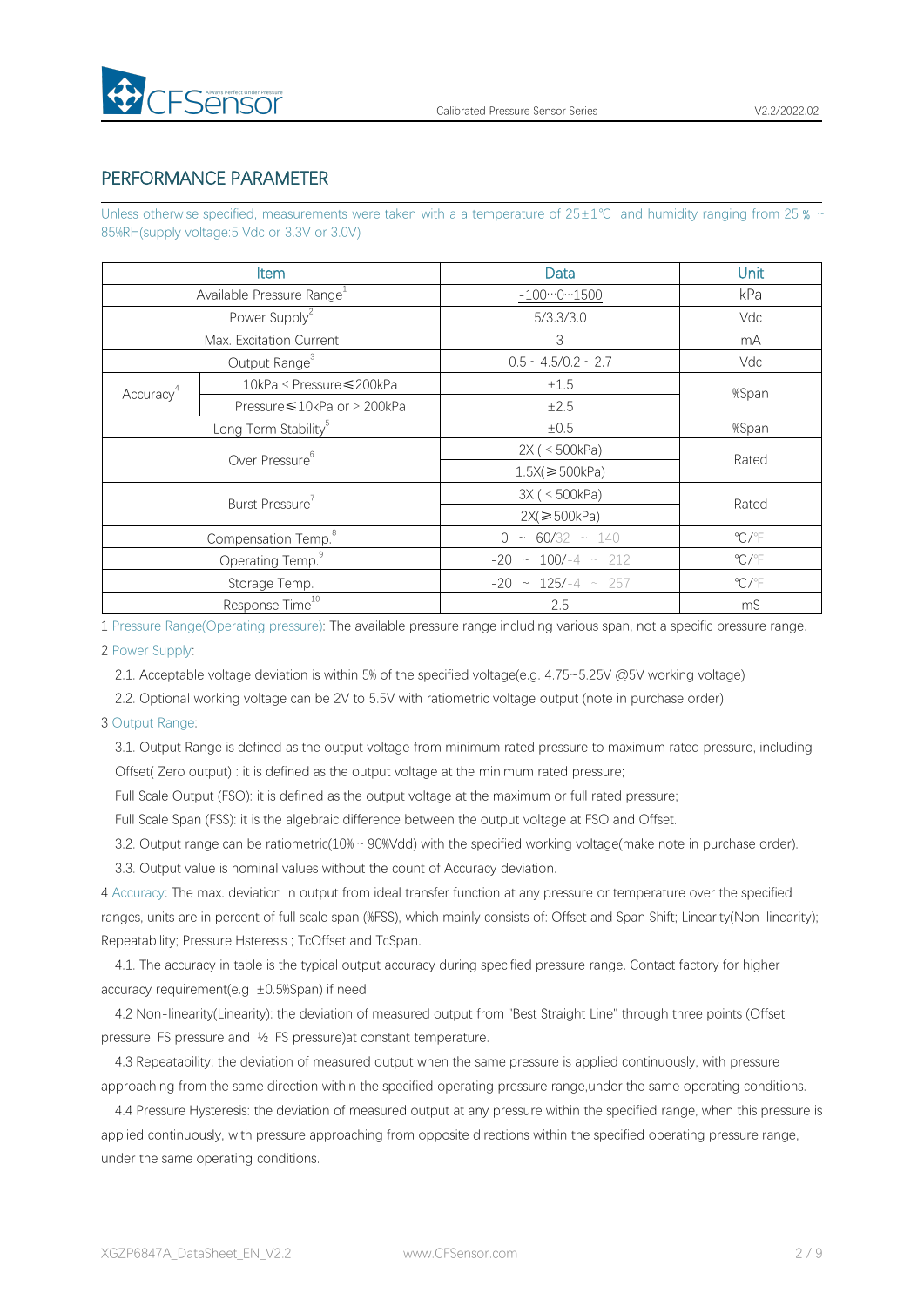## PERFORMANCE PARAMETER

Unless otherwise specified, measurements were taken with a a temperature of 25±1℃ and humidity ranging from 25 % ~ 85%RH(supply voltage:5 Vdc or 3.3V or 3.0V)

| Item | | Data | Unit |
|---|---|---|---|
| Available Pressure Range[1] | | -100···0···1500 | kPa |
| Power Supply[2] | | 5/3.3/3.0 | Vdc |
| Max. Excitation Current | | 3 | mA |
| Output Range[3] | | 0.5 ~ 4.5/0.2 ~ 2.7 | Vdc |
| Accuracy[4] | 10kPa < Pressure≤200kPa | ±1.5 | %Span |
| | Pressure≤10kPa or > 200kPa | ±2.5 | |
| Long Term Stability[5] | | ±0.5 | %Span |
| Over Pressure[6] | | 2X ( < 500kPa) | Rated |
| | | 1.5X(≥500kPa) | |
| Burst Pressure[7] | | 3X ( < 500kPa) | Rated |
| | | 2X(≥500kPa) | |
| Compensation Temp.[8] | | 0 ~ 60/32 ~ 140 | ℃/℉ |
| Operating Temp.[9] | | -20 ~ 100/-4 ~ 212 | ℃/℉ |
| Storage Temp. | | -20 ~ 125/-4 ~ 257 | ℃/℉ |
| Response Time[10] | | 2.5 | mS |

1 Pressure Range(Operating pressure): The available pressure range including various span, not a specific pressure range.

2 Power Supply:

2.1. Acceptable voltage deviation is within 5% of the specified voltage(e.g. 4.75~5.25V @5V working voltage)

2.2. Optional working voltage can be 2V to 5.5V with ratiometric voltage output (note in purchase order).

3 Output Range:

3.1. Output Range is defined as the output voltage from minimum rated pressure to maximum rated pressure, including

Offset( Zero output) : it is defined as the output voltage at the minimum rated pressure;

Full Scale Output (FSO): it is defined as the output voltage at the maximum or full rated pressure;

Full Scale Span (FSS): it is the algebraic difference between the output voltage at FSO and Offset.

3.2. Output range can be ratiometric(10% ~ 90%Vdd) with the specified working voltage(make note in purchase order).

3.3. Output value is nominal values without the count of Accuracy deviation.

4 Accuracy: The max. deviation in output from ideal transfer function at any pressure or temperature over the specified ranges, units are in percent of full scale span (%FSS), which mainly consists of: Offset and Span Shift; Linearity(Non-linearity); Repeatability; Pressure Hsteresis ; TcOffset and TcSpan.

4.1. The accuracy in table is the typical output accuracy during specified pressure range. Contact factory for higher accuracy requirement(e.g ±0.5%Span) if need.

4.2 Non-linearity(Linearity): the deviation of measured output from "Best Straight Line" through three points (Offset pressure, FS pressure and ½ FS pressure)at constant temperature.

4.3 Repeatability: the deviation of measured output when the same pressure is applied continuously, with pressure approaching from the same direction within the specified operating pressure range,under the same operating conditions.

4.4 Pressure Hysteresis: the deviation of measured output at any pressure within the specified range, when this pressure is applied continuously, with pressure approaching from opposite directions within the specified operating pressure range, under the same operating conditions.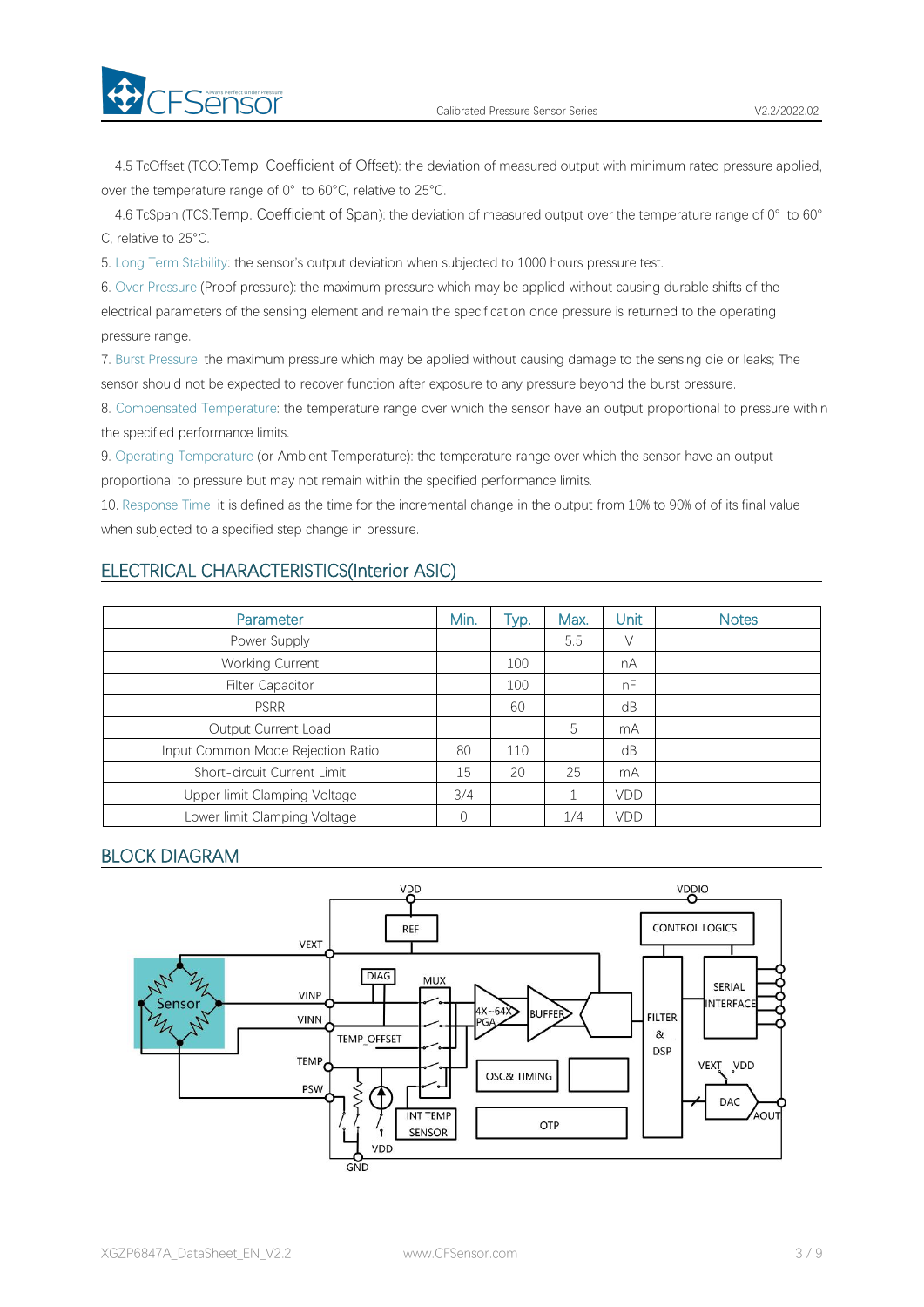4.5 TcOffset (TCO:Temp. Coefficient of Offset): the deviation of measured output with minimum rated pressure applied, over the temperature range of 0° to 60°C, relative to 25°C.

4.6 TcSpan (TCS:Temp. Coefficient of Span): the deviation of measured output over the temperature range of 0° to 60°C, relative to 25°C.

5. Long Term Stability: the sensor's output deviation when subjected to 1000 hours pressure test.

6. Over Pressure (Proof pressure): the maximum pressure which may be applied without causing durable shifts of the electrical parameters of the sensing element and remain the specification once pressure is returned to the operating pressure range.

7. Burst Pressure: the maximum pressure which may be applied without causing damage to the sensing die or leaks; The sensor should not be expected to recover function after exposure to any pressure beyond the burst pressure.

8. Compensated Temperature: the temperature range over which the sensor have an output proportional to pressure within the specified performance limits.

9. Operating Temperature (or Ambient Temperature): the temperature range over which the sensor have an output proportional to pressure but may not remain within the specified performance limits.

10. Response Time: it is defined as the time for the incremental change in the output from 10% to 90% of of its final value when subjected to a specified step change in pressure.

## ELECTRICAL CHARACTERISTICS(Interior ASIC)

| Parameter | Min. | Typ. | Max. | Unit | Notes |
|---|---|---|---|---|---|
| Power Supply | | | 5.5 | V | |
| Working Current | | 100 | | nA | |
| Filter Capacitor | | 100 | | nF | |
| PSRR | | 60 | | dB | |
| Output Current Load | | | 5 | mA | |
| Input Common Mode Rejection Ratio | 80 | 110 | | dB | |
| Short-circuit Current Limit | 15 | 20 | 25 | mA | |
| Upper limit Clamping Voltage | 3/4 | | 1 | VDD | |
| Lower limit Clamping Voltage | 0 | | 1/4 | VDD | |

## BLOCK DIAGRAM

VDD, VDDIO, REF, CONTROL LOGICS, VEXT, DIAG, MUX, Sensor, VINP, VINN, 4X~64X PGA, BUFFER, FILTER & DSP, SERIAL INTERFACE, TEMP_OFFSET, TEMP, OSC& TIMING, VEXT, VDD, DAC, AOUT, PSW, INT TEMP SENSOR, OTP, VDD, GND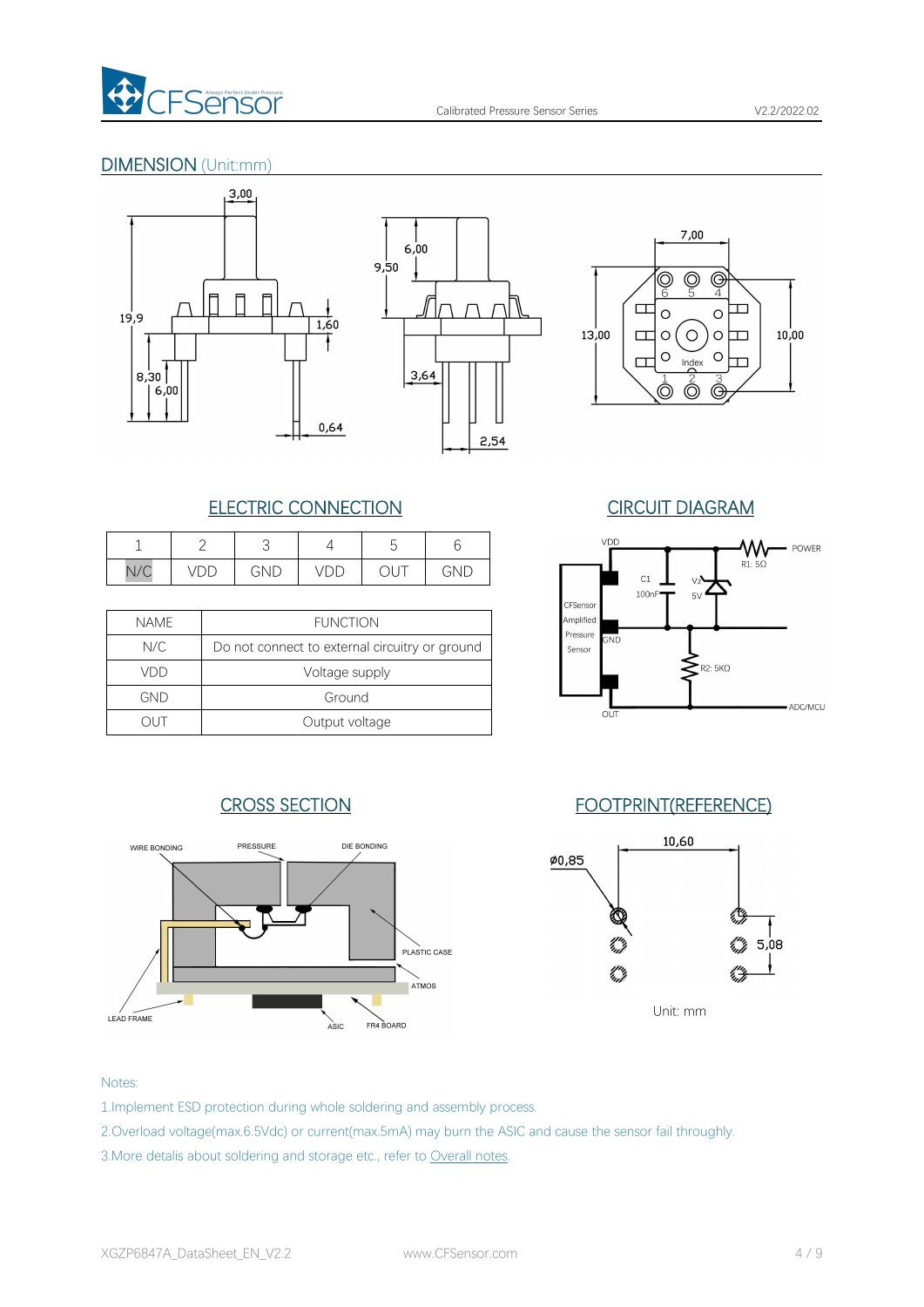## DIMENSION (Unit:mm)

## ELECTRIC CONNECTION

| 1 | 2 | 3 | 4 | 5 | 6 |
|---|---|---|---|---|---|
| N/C | VDD | GND | VDD | OUT | GND |

| NAME | FUNCTION |
|---|---|
| N/C | Do not connect to external circuitry or ground |
| VDD | Voltage supply |
| GND | Ground |
| OUT | Output voltage |

## CIRCUIT DIAGRAM

## CROSS SECTION

## FOOTPRINT(REFERENCE)

Unit: mm

Notes:

1.Implement ESD protection during whole soldering and assembly process.

2.Overload voltage(max.6.5Vdc) or current(max.5mA) may burn the ASIC and cause the sensor fail throughly.

3.More detalis about soldering and storage etc., refer to Overall notes.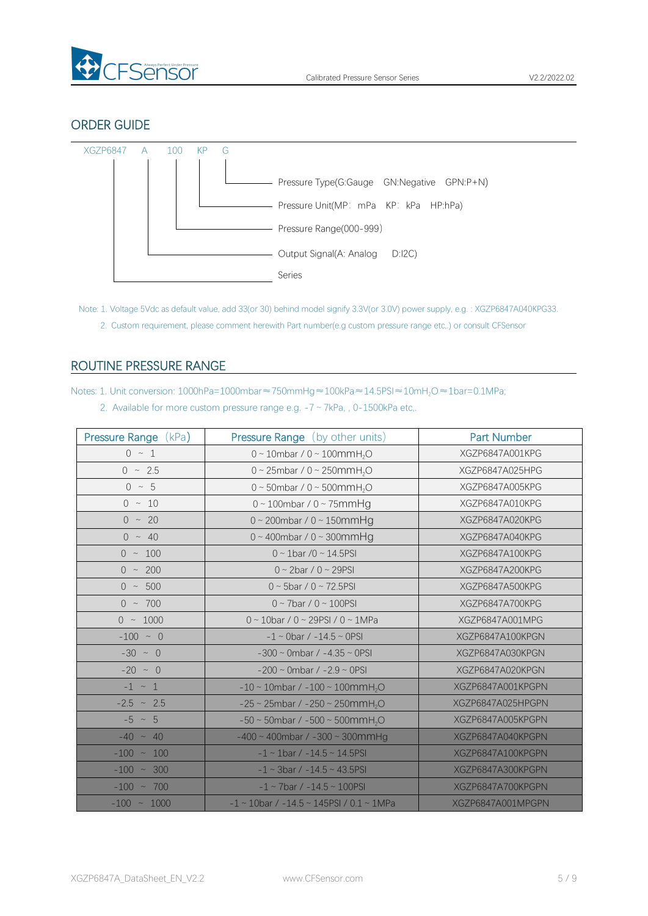## ORDER GUIDE

XGZP6847 A 100 KP G

- G — Pressure Type(G:Gauge GN:Negative GPN:P+N)
- KP — Pressure Unit(MP: mPa KP: kPa HP:hPa)
- 100 — Pressure Range(000-999)
- A — Output Signal(A: Analog D:I2C)
- XGZP6847 — Series

Note: 1. Voltage 5Vdc as default value, add 33(or 30) behind model signify 3.3V(or 3.0V) power supply, e.g. : XGZP6847A040KPG33.

2. Custom requirement, please comment herewith Part number(e.g custom pressure range etc,.) or consult CFSensor

## ROUTINE PRESSURE RANGE

Notes: 1. Unit conversion: 1000hPa=1000mbar≈750mmHg≈100kPa≈14.5PSI≈10mH$_2$O≈1bar=0.1MPa;

2. Available for more custom pressure range e.g. -7 ~ 7kPa, , 0-1500kPa etc,.

| Pressure Range (kPa) | Pressure Range (by other units) | Part Number |
|---|---|---|
| 0 ~ 1 | 0 ~ 10mbar / 0 ~ 100mmH$_2$O | XGZP6847A001KPG |
| 0 ~ 2.5 | 0 ~ 25mbar / 0 ~ 250mmH$_2$O | XGZP6847A025HPG |
| 0 ~ 5 | 0 ~ 50mbar / 0 ~ 500mmH$_2$O | XGZP6847A005KPG |
| 0 ~ 10 | 0 ~ 100mbar / 0 ~ 75mmHg | XGZP6847A010KPG |
| 0 ~ 20 | 0 ~ 200mbar / 0 ~ 150mmHg | XGZP6847A020KPG |
| 0 ~ 40 | 0 ~ 400mbar / 0 ~ 300mmHg | XGZP6847A040KPG |
| 0 ~ 100 | 0 ~ 1bar /0 ~ 14.5PSI | XGZP6847A100KPG |
| 0 ~ 200 | 0 ~ 2bar / 0 ~ 29PSI | XGZP6847A200KPG |
| 0 ~ 500 | 0 ~ 5bar / 0 ~ 72.5PSI | XGZP6847A500KPG |
| 0 ~ 700 | 0 ~ 7bar / 0 ~ 100PSI | XGZP6847A700KPG |
| 0 ~ 1000 | 0 ~ 10bar / 0 ~ 29PSI / 0 ~ 1MPa | XGZP6847A001MPG |
| -100 ~ 0 | -1 ~ 0bar / -14.5 ~ 0PSI | XGZP6847A100KPGN |
| -30 ~ 0 | -300 ~ 0mbar / -4.35 ~ 0PSI | XGZP6847A030KPGN |
| -20 ~ 0 | -200 ~ 0mbar / -2.9 ~ 0PSI | XGZP6847A020KPGN |
| -1 ~ 1 | -10 ~ 10mbar / -100 ~ 100mmH$_2$O | XGZP6847A001KPGPN |
| -2.5 ~ 2.5 | -25 ~ 25mbar / -250 ~ 250mmH$_2$O | XGZP6847A025HPGPN |
| -5 ~ 5 | -50 ~ 50mbar / -500 ~ 500mmH$_2$O | XGZP6847A005KPGPN |
| -40 ~ 40 | -400 ~ 400mbar / -300 ~ 300mmHg | XGZP6847A040KPGPN |
| -100 ~ 100 | -1 ~ 1bar / -14.5 ~ 14.5PSI | XGZP6847A100KPGPN |
| -100 ~ 300 | -1 ~ 3bar / -14.5 ~ 43.5PSI | XGZP6847A300KPGPN |
| -100 ~ 700 | -1 ~ 7bar / -14.5 ~ 100PSI | XGZP6847A700KPGPN |
| -100 ~ 1000 | -1 ~ 10bar / -14.5 ~ 145PSI / 0.1 ~ 1MPa | XGZP6847A001MPGPN |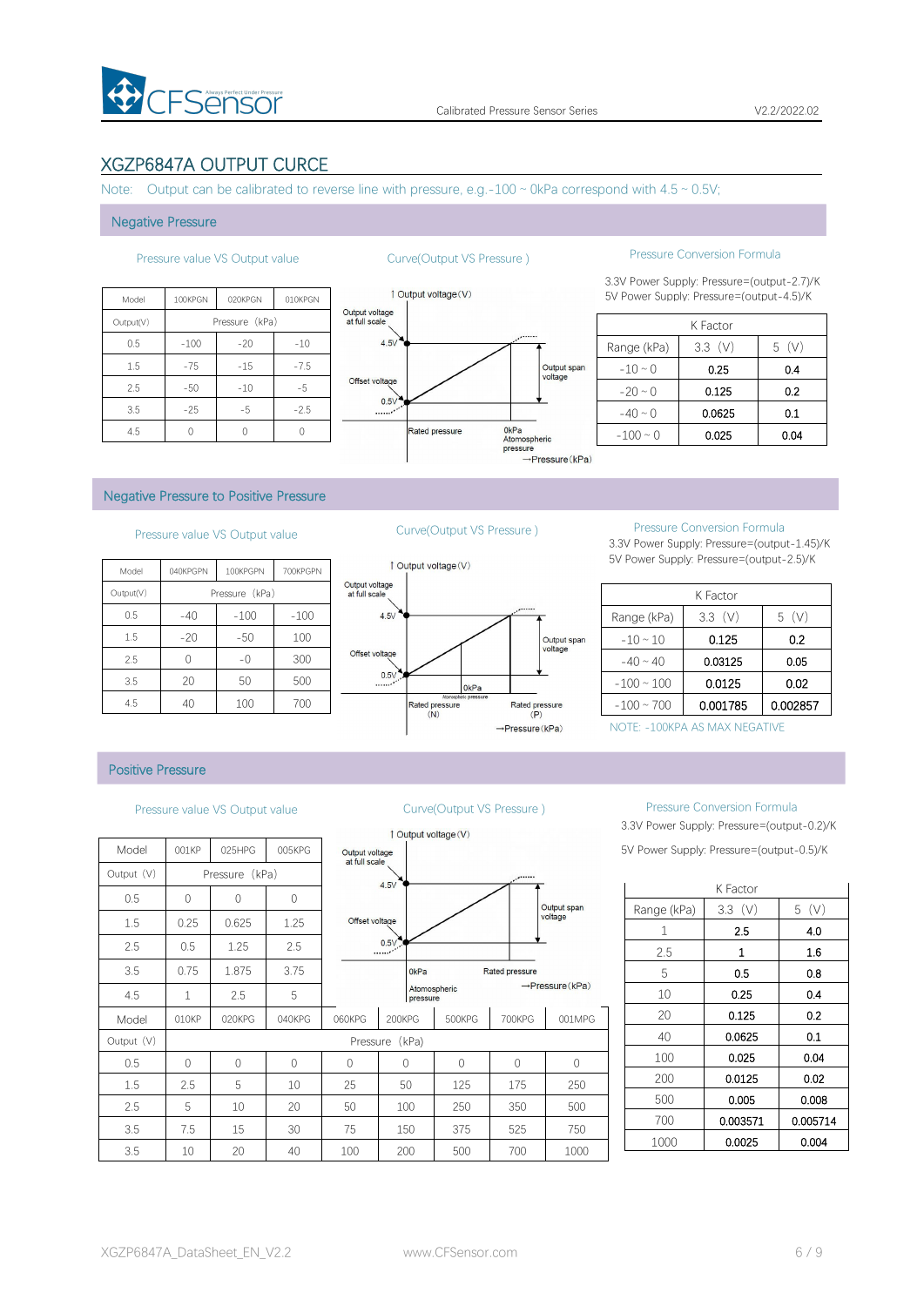# XGZP6847A OUTPUT CURCE

Note: Output can be calibrated to reverse line with pressure, e.g.-100 ~ 0kPa correspond with 4.5 ~ 0.5V;

## Negative Pressure

Pressure value VS Output value

| Model | 100KPGN | 020KPGN | 010KPGN |
|---|---|---|---|
| Output(V) | Pressure (kPa) | | |
| 0.5 | -100 | -20 | -10 |
| 1.5 | -75 | -15 | -7.5 |
| 2.5 | -50 | -10 | -5 |
| 3.5 | -25 | -5 | -2.5 |
| 4.5 | 0 | 0 | 0 |

Curve(Output VS Pressure )

Output voltage(V); Output voltage at full scale; 4.5V; Offset voltage; 0.5V; Output span voltage; Rated pressure; 0kPa Atomospheric pressure; →Pressure(kPa)

Pressure Conversion Formula

3.3V Power Supply: Pressure=(output-2.7)/K
5V Power Supply: Pressure=(output-4.5)/K

| K Factor | | |
|---|---|---|
| Range (kPa) | 3.3 (V) | 5 (V) |
| -10 ~ 0 | 0.25 | 0.4 |
| -20 ~ 0 | 0.125 | 0.2 |
| -40 ~ 0 | 0.0625 | 0.1 |
| -100 ~ 0 | 0.025 | 0.04 |

## Negative Pressure to Positive Pressure

Pressure value VS Output value

| Model | 040KPGPN | 100KPGPN | 700KPGPN |
|---|---|---|---|
| Output(V) | Pressure (kPa) | | |
| 0.5 | -40 | -100 | -100 |
| 1.5 | -20 | -50 | 100 |
| 2.5 | 0 | -0 | 300 |
| 3.5 | 20 | 50 | 500 |
| 4.5 | 40 | 100 | 700 |

Curve(Output VS Pressure )

Output voltage(V); Output voltage at full scale; 4.5V; Offset voltage; 0.5V; Output span voltage; 0kPa Atomospheric pressure; Rated pressure (N); Rated pressure (P); →Pressure(kPa)

Pressure Conversion Formula

3.3V Power Supply: Pressure=(output-1.45)/K
5V Power Supply: Pressure=(output-2.5)/K

| K Factor | | |
|---|---|---|
| Range (kPa) | 3.3 (V) | 5 (V) |
| -10 ~ 10 | 0.125 | 0.2 |
| -40 ~ 40 | 0.03125 | 0.05 |
| -100 ~ 100 | 0.0125 | 0.02 |
| -100 ~ 700 | 0.001785 | 0.002857 |

NOTE: -100KPA AS MAX NEGATIVE

## Positive Pressure

Pressure value VS Output value

| Model | 001KP | 025HPG | 005KPG | | | | | |
|---|---|---|---|---|---|---|---|---|
| Output (V) | Pressure (kPa) | | | | | | | |
| 0.5 | 0 | 0 | 0 | | | | | |
| 1.5 | 0.25 | 0.625 | 1.25 | | | | | |
| 2.5 | 0.5 | 1.25 | 2.5 | | | | | |
| 3.5 | 0.75 | 1.875 | 3.75 | | | | | |
| 4.5 | 1 | 2.5 | 5 | | | | | |
| Model | 010KP | 020KPG | 040KPG | 060KPG | 200KPG | 500KPG | 700KPG | 001MPG |
| Output (V) | Pressure (kPa) | | | | | | | |
| 0.5 | 0 | 0 | 0 | 0 | 0 | 0 | 0 | 0 |
| 1.5 | 2.5 | 5 | 10 | 25 | 50 | 125 | 175 | 250 |
| 2.5 | 5 | 10 | 20 | 50 | 100 | 250 | 350 | 500 |
| 3.5 | 7.5 | 15 | 30 | 75 | 150 | 375 | 525 | 750 |
| 3.5 | 10 | 20 | 40 | 100 | 200 | 500 | 700 | 1000 |

Curve(Output VS Pressure )

Output voltage(V); Output voltage at full scale; 4.5V; Offset voltage; 0.5V; Output span voltage; 0kPa Atomospheric pressure; Rated pressure; →Pressure(kPa)

Pressure Conversion Formula

3.3V Power Supply: Pressure=(output-0.2)/K

5V Power Supply: Pressure=(output-0.5)/K

| K Factor | | |
|---|---|---|
| Range (kPa) | 3.3 (V) | 5 (V) |
| 1 | 2.5 | 4.0 |
| 2.5 | 1 | 1.6 |
| 5 | 0.5 | 0.8 |
| 10 | 0.25 | 0.4 |
| 20 | 0.125 | 0.2 |
| 40 | 0.0625 | 0.1 |
| 100 | 0.025 | 0.04 |
| 200 | 0.0125 | 0.02 |
| 500 | 0.005 | 0.008 |
| 700 | 0.003571 | 0.005714 |
| 1000 | 0.0025 | 0.004 |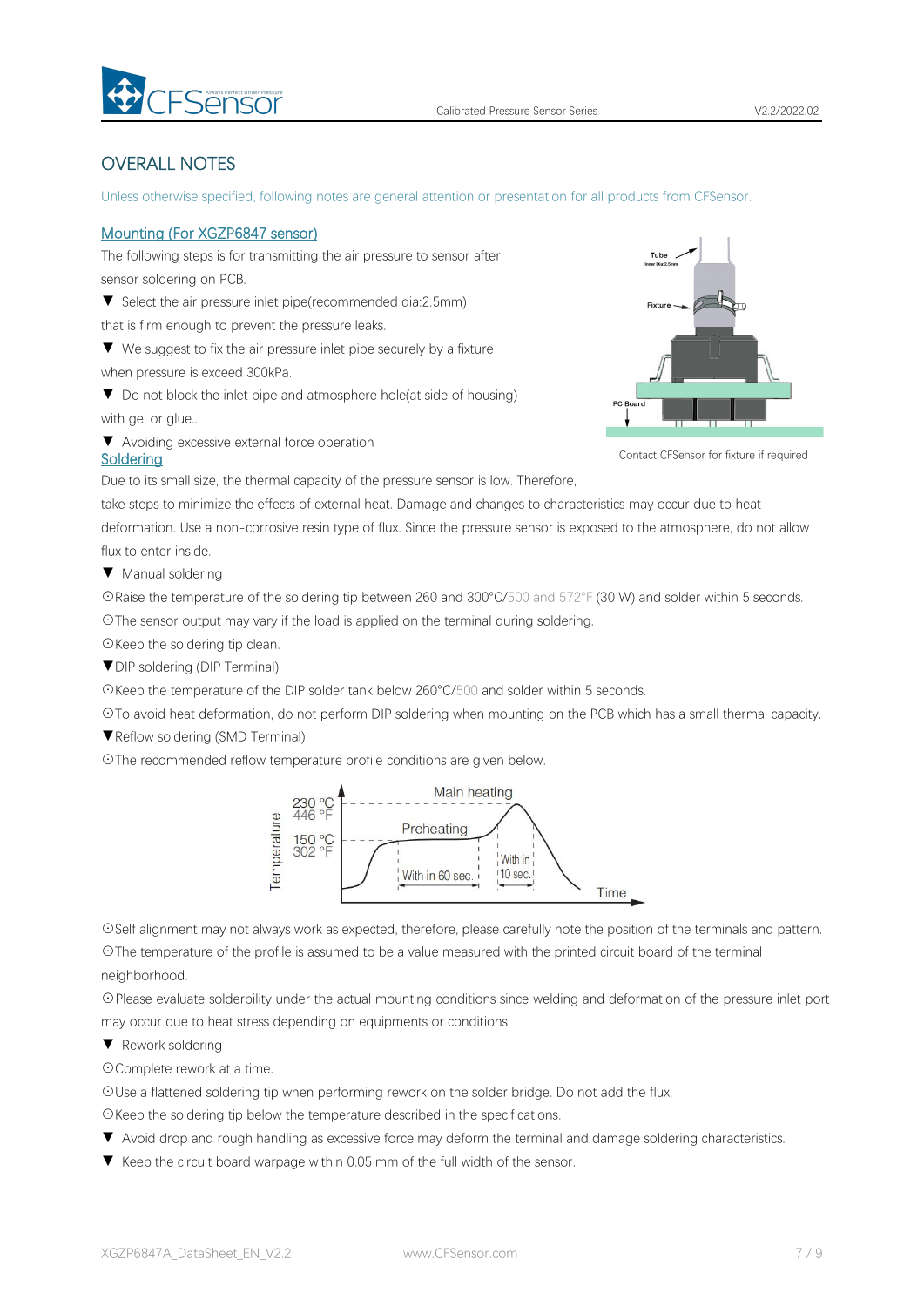## OVERALL NOTES

Unless otherwise specified, following notes are general attention or presentation for all products from CFSensor.

### Mounting (For XGZP6847 sensor)

The following steps is for transmitting the air pressure to sensor after sensor soldering on PCB.

▼ Select the air pressure inlet pipe(recommended dia:2.5mm) that is firm enough to prevent the pressure leaks.

▼ We suggest to fix the air pressure inlet pipe securely by a fixture when pressure is exceed 300kPa.

▼ Do not block the inlet pipe and atmosphere hole(at side of housing) with gel or glue..

▼ Avoiding excessive external force operation

Contact CFSensor for fixture if required

### Soldering

Due to its small size, the thermal capacity of the pressure sensor is low. Therefore, take steps to minimize the effects of external heat. Damage and changes to characteristics may occur due to heat deformation. Use a non-corrosive resin type of flux. Since the pressure sensor is exposed to the atmosphere, do not allow flux to enter inside.

▼ Manual soldering

⊙Raise the temperature of the soldering tip between 260 and 300°C/500 and 572°F (30 W) and solder within 5 seconds.

⊙The sensor output may vary if the load is applied on the terminal during soldering.

⊙Keep the soldering tip clean.

▼DIP soldering (DIP Terminal)

⊙Keep the temperature of the DIP solder tank below 260°C/500 and solder within 5 seconds.

⊙To avoid heat deformation, do not perform DIP soldering when mounting on the PCB which has a small thermal capacity.

▼Reflow soldering (SMD Terminal)

⊙The recommended reflow temperature profile conditions are given below.

⊙Self alignment may not always work as expected, therefore, please carefully note the position of the terminals and pattern.

⊙The temperature of the profile is assumed to be a value measured with the printed circuit board of the terminal neighborhood.

⊙Please evaluate solderbility under the actual mounting conditions since welding and deformation of the pressure inlet port may occur due to heat stress depending on equipments or conditions.

▼ Rework soldering

⊙Complete rework at a time.

⊙Use a flattened soldering tip when performing rework on the solder bridge. Do not add the flux.

⊙Keep the soldering tip below the temperature described in the specifications.

▼ Avoid drop and rough handling as excessive force may deform the terminal and damage soldering characteristics.

▼ Keep the circuit board warpage within 0.05 mm of the full width of the sensor.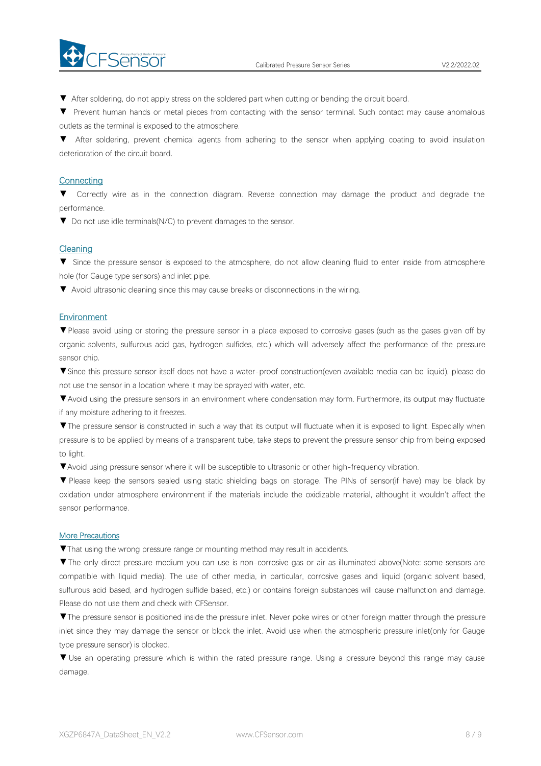▼ After soldering, do not apply stress on the soldered part when cutting or bending the circuit board.

▼ Prevent human hands or metal pieces from contacting with the sensor terminal. Such contact may cause anomalous outlets as the terminal is exposed to the atmosphere.

▼ After soldering, prevent chemical agents from adhering to the sensor when applying coating to avoid insulation deterioration of the circuit board.

## Connecting

▼ Correctly wire as in the connection diagram. Reverse connection may damage the product and degrade the performance.

▼ Do not use idle terminals(N/C) to prevent damages to the sensor.

## Cleaning

▼ Since the pressure sensor is exposed to the atmosphere, do not allow cleaning fluid to enter inside from atmosphere hole (for Gauge type sensors) and inlet pipe.

▼ Avoid ultrasonic cleaning since this may cause breaks or disconnections in the wiring.

## Environment

▼Please avoid using or storing the pressure sensor in a place exposed to corrosive gases (such as the gases given off by organic solvents, sulfurous acid gas, hydrogen sulfides, etc.) which will adversely affect the performance of the pressure sensor chip.

▼Since this pressure sensor itself does not have a water-proof construction(even available media can be liquid), please do not use the sensor in a location where it may be sprayed with water, etc.

▼Avoid using the pressure sensors in an environment where condensation may form. Furthermore, its output may fluctuate if any moisture adhering to it freezes.

▼The pressure sensor is constructed in such a way that its output will fluctuate when it is exposed to light. Especially when pressure is to be applied by means of a transparent tube, take steps to prevent the pressure sensor chip from being exposed to light.

▼Avoid using pressure sensor where it will be susceptible to ultrasonic or other high-frequency vibration.

▼ Please keep the sensors sealed using static shielding bags on storage. The PINs of sensor(if have) may be black by oxidation under atmosphere environment if the materials include the oxidizable material, althought it wouldn't affect the sensor performance.

## More Precautions

▼That using the wrong pressure range or mounting method may result in accidents.

▼The only direct pressure medium you can use is non-corrosive gas or air as illuminated above(Note: some sensors are compatible with liquid media). The use of other media, in particular, corrosive gases and liquid (organic solvent based, sulfurous acid based, and hydrogen sulfide based, etc.) or contains foreign substances will cause malfunction and damage. Please do not use them and check with CFSensor.

▼The pressure sensor is positioned inside the pressure inlet. Never poke wires or other foreign matter through the pressure inlet since they may damage the sensor or block the inlet. Avoid use when the atmospheric pressure inlet(only for Gauge type pressure sensor) is blocked.

▼ Use an operating pressure which is within the rated pressure range. Using a pressure beyond this range may cause damage.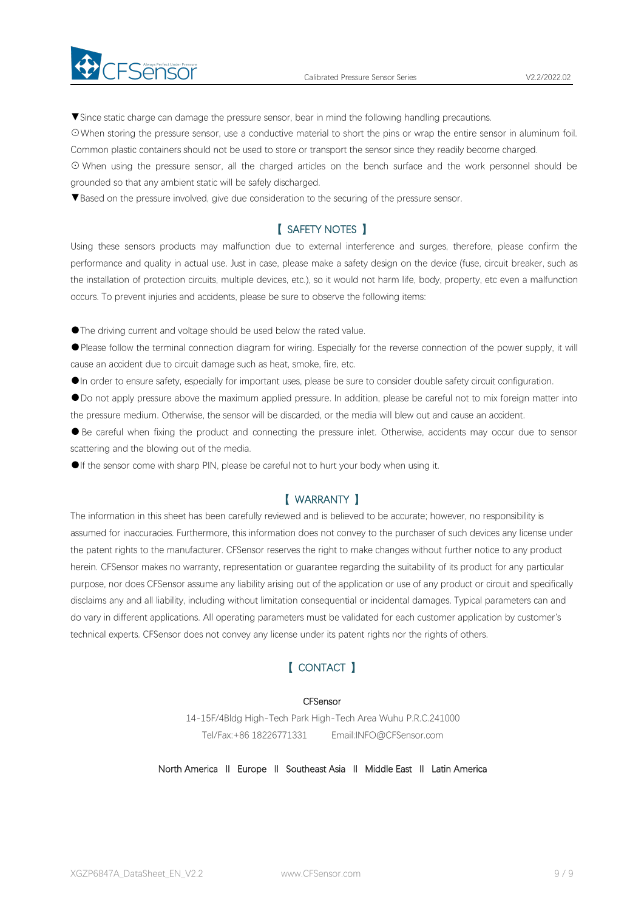▼Since static charge can damage the pressure sensor, bear in mind the following handling precautions.

⊙When storing the pressure sensor, use a conductive material to short the pins or wrap the entire sensor in aluminum foil. Common plastic containers should not be used to store or transport the sensor since they readily become charged.

⊙ When using the pressure sensor, all the charged articles on the bench surface and the work personnel should be grounded so that any ambient static will be safely discharged.

▼Based on the pressure involved, give due consideration to the securing of the pressure sensor.

## 【 SAFETY NOTES 】

Using these sensors products may malfunction due to external interference and surges, therefore, please confirm the performance and quality in actual use. Just in case, please make a safety design on the device (fuse, circuit breaker, such as the installation of protection circuits, multiple devices, etc.), so it would not harm life, body, property, etc even a malfunction occurs. To prevent injuries and accidents, please be sure to observe the following items:

●The driving current and voltage should be used below the rated value.

●Please follow the terminal connection diagram for wiring. Especially for the reverse connection of the power supply, it will cause an accident due to circuit damage such as heat, smoke, fire, etc.

●In order to ensure safety, especially for important uses, please be sure to consider double safety circuit configuration.

●Do not apply pressure above the maximum applied pressure. In addition, please be careful not to mix foreign matter into the pressure medium. Otherwise, the sensor will be discarded, or the media will blew out and cause an accident.

● Be careful when fixing the product and connecting the pressure inlet. Otherwise, accidents may occur due to sensor scattering and the blowing out of the media.

●If the sensor come with sharp PIN, please be careful not to hurt your body when using it.

## 【 WARRANTY 】

The information in this sheet has been carefully reviewed and is believed to be accurate; however, no responsibility is assumed for inaccuracies. Furthermore, this information does not convey to the purchaser of such devices any license under the patent rights to the manufacturer. CFSensor reserves the right to make changes without further notice to any product herein. CFSensor makes no warranty, representation or guarantee regarding the suitability of its product for any particular purpose, nor does CFSensor assume any liability arising out of the application or use of any product or circuit and specifically disclaims any and all liability, including without limitation consequential or incidental damages. Typical parameters can and do vary in different applications. All operating parameters must be validated for each customer application by customer's technical experts. CFSensor does not convey any license under its patent rights nor the rights of others.

## 【 CONTACT 】

CFSensor

14-15F/4Bldg High-Tech Park High-Tech Area Wuhu P.R.C.241000

Tel/Fax:+86 18226771331 Email:INFO@CFSensor.com

North America II Europe II Southeast Asia II Middle East II Latin America